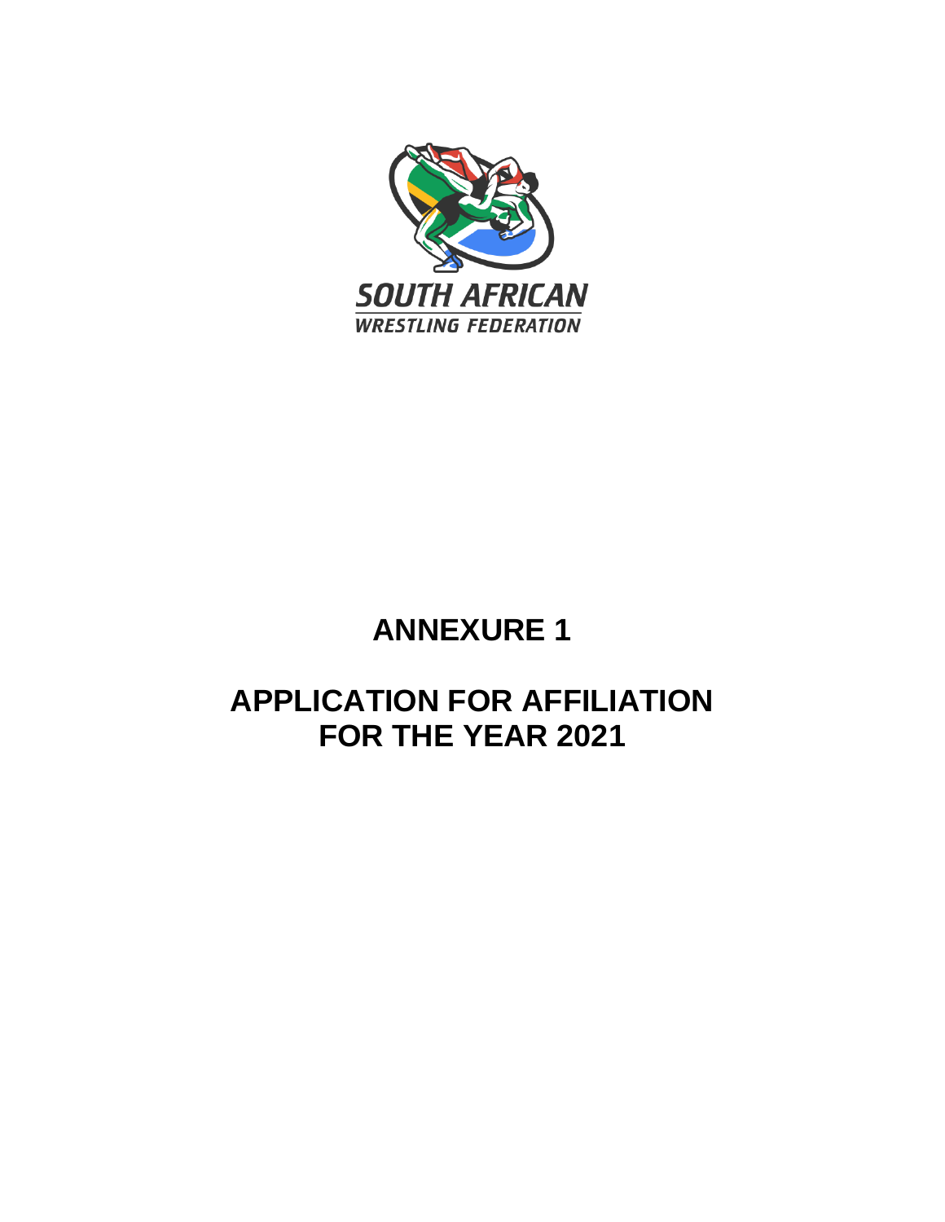SOUTH AFRICAN
WRESTLING FEDERATION

# ANNEXURE 1

# APPLICATION FOR AFFILIATION FOR THE YEAR 2021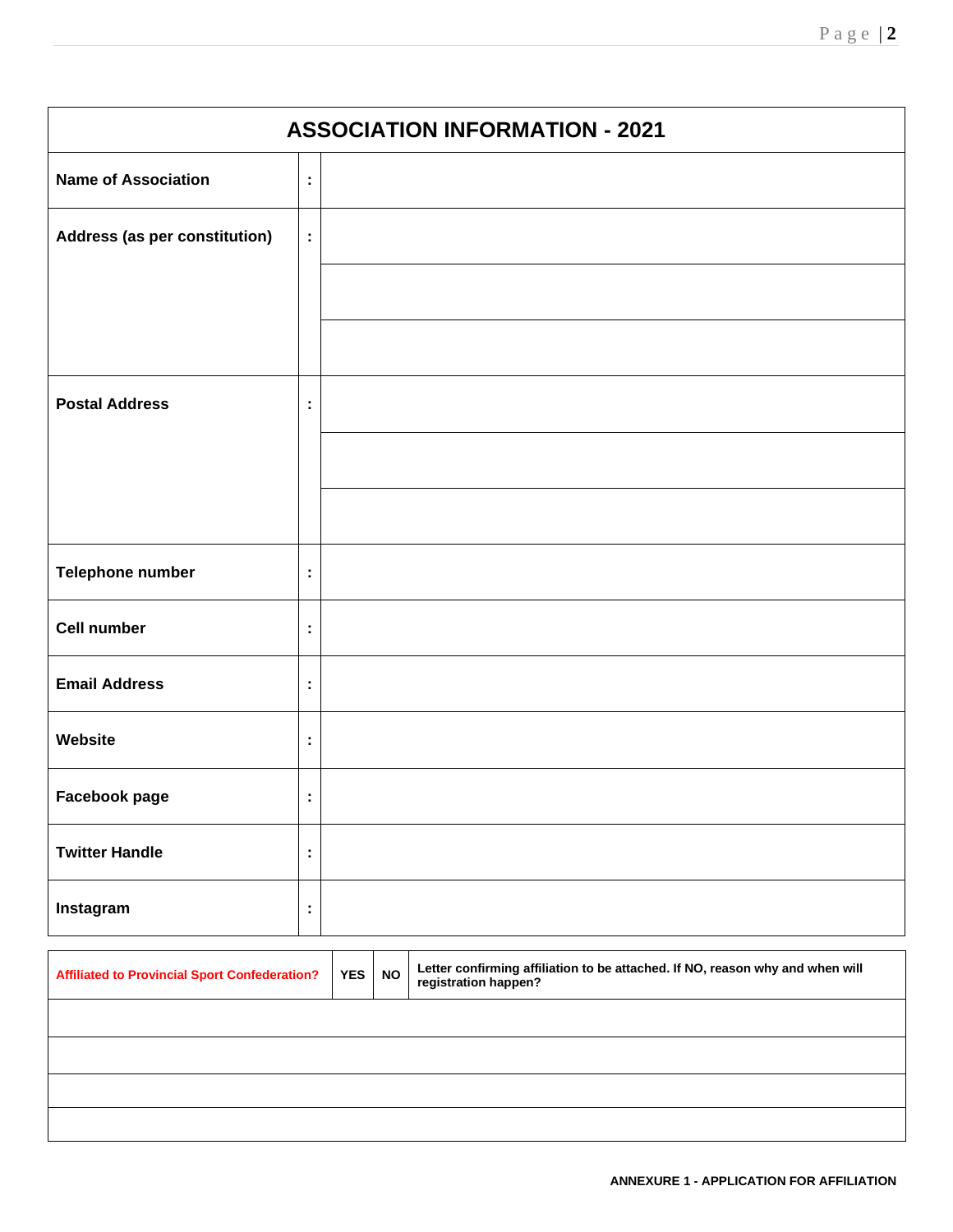| ASSOCIATION INFORMATION - 2021 | | |
|---|---|---|
| **Name of Association** | : | |
| **Address (as per constitution)** | : | |
| | | |
| | | |
| **Postal Address** | : | |
| | | |
| | | |
| **Telephone number** | : | |
| **Cell number** | : | |
| **Email Address** | : | |
| **Website** | : | |
| **Facebook page** | : | |
| **Twitter Handle** | : | |
| **Instagram** | : | |

| **Affiliated to Provincial Sport Confederation?** | **YES** | **NO** | **Letter confirming affiliation to be attached. If NO, reason why and when will registration happen?** |
|---|---|---|---|
| | | | |
| | | | |
| | | | |
| | | | |

**ANNEXURE 1 - APPLICATION FOR AFFILIATION**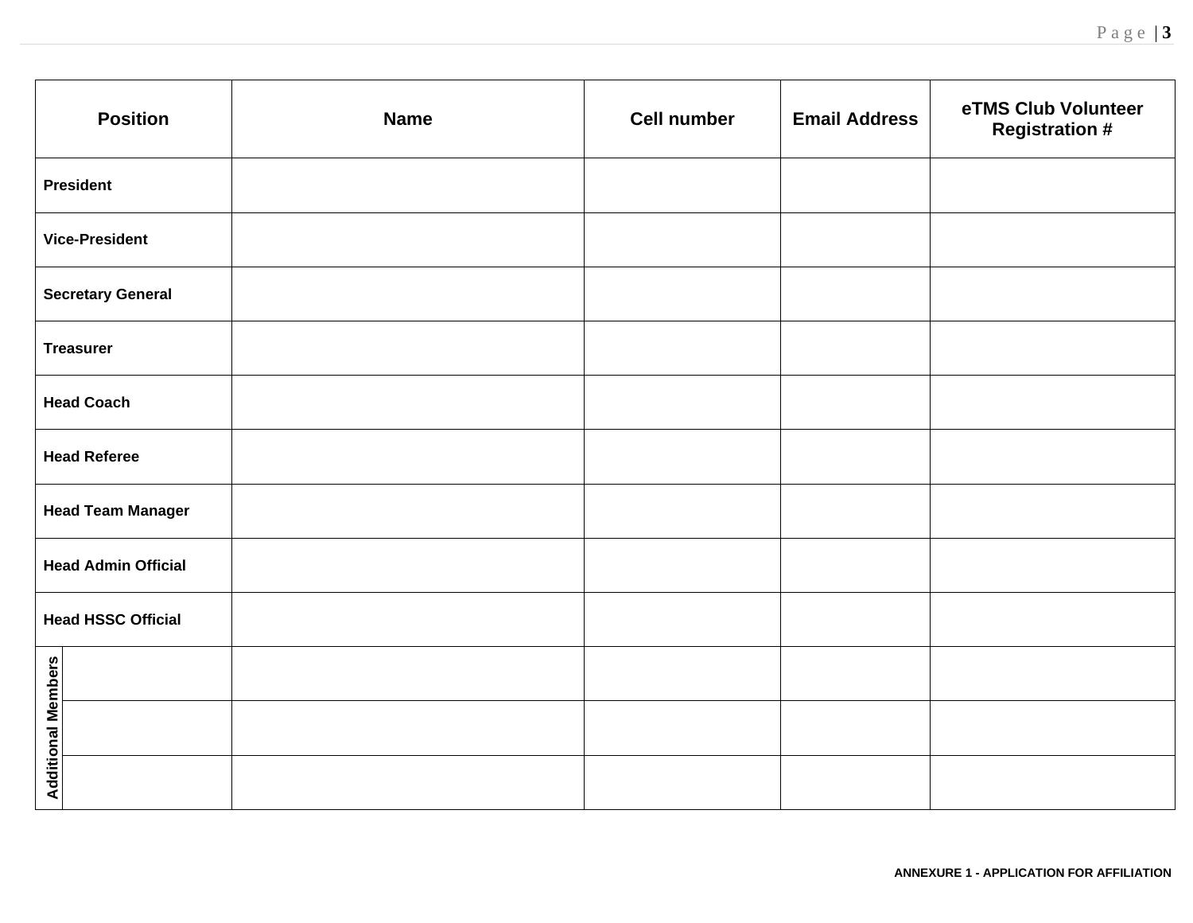| Position | | Name | Cell number | Email Address | eTMS Club Volunteer Registration # |
|---|---|---|---|---|---|
| **President** | | | | | |
| **Vice-President** | | | | | |
| **Secretary General** | | | | | |
| **Treasurer** | | | | | |
| **Head Coach** | | | | | |
| **Head Referee** | | | | | |
| **Head Team Manager** | | | | | |
| **Head Admin Official** | | | | | |
| **Head HSSC Official** | | | | | |
| **Additional Members** | | | | | |
| | | | | | |
| | | | | | |

ANNEXURE 1 - APPLICATION FOR AFFILIATION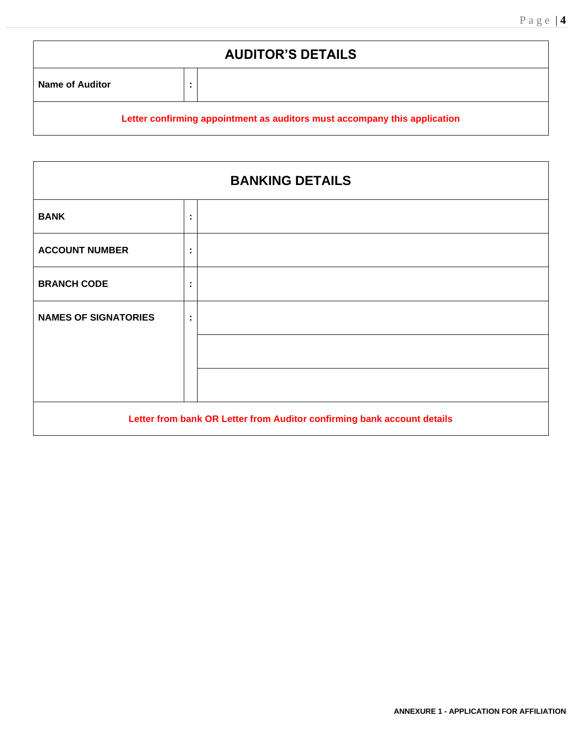| AUDITOR'S DETAILS | | |
|---|---|---|
| **Name of Auditor** | : | |
| **Letter confirming appointment as auditors must accompany this application** | | |

| BANKING DETAILS | | |
|---|---|---|
| **BANK** | : | |
| **ACCOUNT NUMBER** | : | |
| **BRANCH CODE** | : | |
| **NAMES OF SIGNATORIES** | : | |
| | | |
| | | |
| **Letter from bank OR Letter from Auditor confirming bank account details** | | |

**ANNEXURE 1 - APPLICATION FOR AFFILIATION**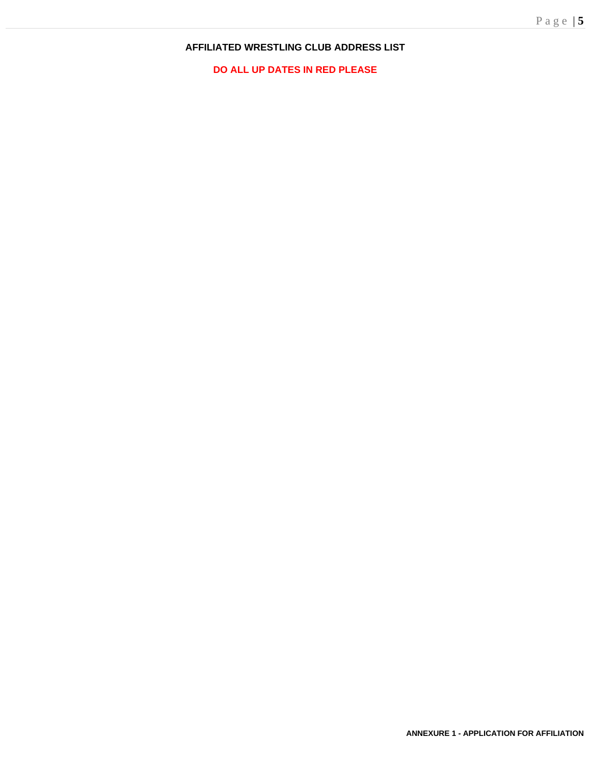**AFFILIATED WRESTLING CLUB ADDRESS LIST**

**DO ALL UP DATES IN RED PLEASE**

**ANNEXURE 1 - APPLICATION FOR AFFILIATION**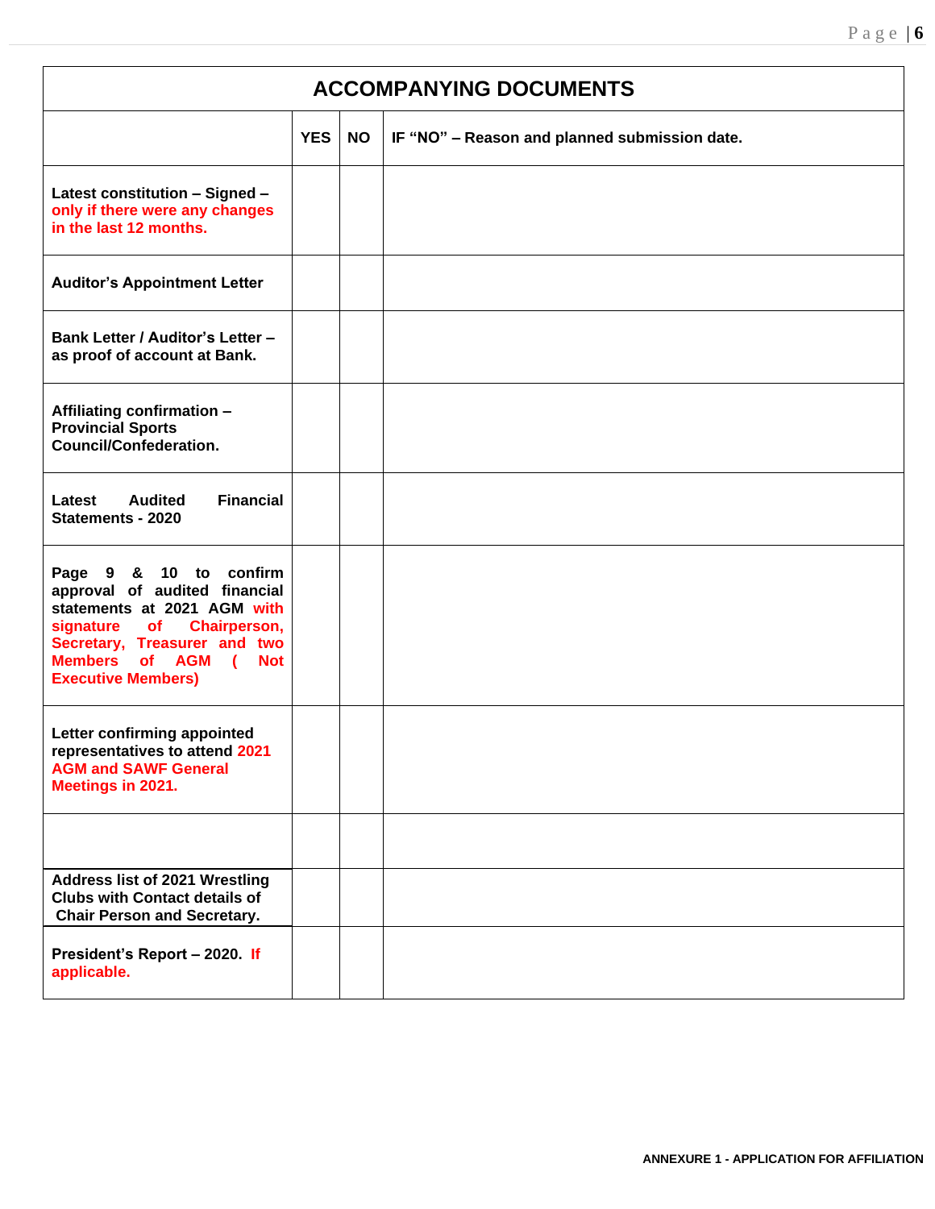| ACCOMPANYING DOCUMENTS | | | |
|---|---|---|---|
| | **YES** | **NO** | **IF "NO" – Reason and planned submission date.** |
| **Latest constitution – Signed – only if there were any changes in the last 12 months.** | | | |
| **Auditor's Appointment Letter** | | | |
| **Bank Letter / Auditor's Letter – as proof of account at Bank.** | | | |
| **Affiliating confirmation – Provincial Sports Council/Confederation.** | | | |
| **Latest Audited Financial Statements - 2020** | | | |
| **Page 9 & 10 to confirm approval of audited financial statements at 2021 AGM with signature of Chairperson, Secretary, Treasurer and two Members of AGM ( Not Executive Members)** | | | |
| **Letter confirming appointed representatives to attend 2021 AGM and SAWF General Meetings in 2021.** | | | |
| | | | |
| **Address list of 2021 Wrestling Clubs with Contact details of Chair Person and Secretary.** | | | |
| **President's Report – 2020. If applicable.** | | | |

ANNEXURE 1 - APPLICATION FOR AFFILIATION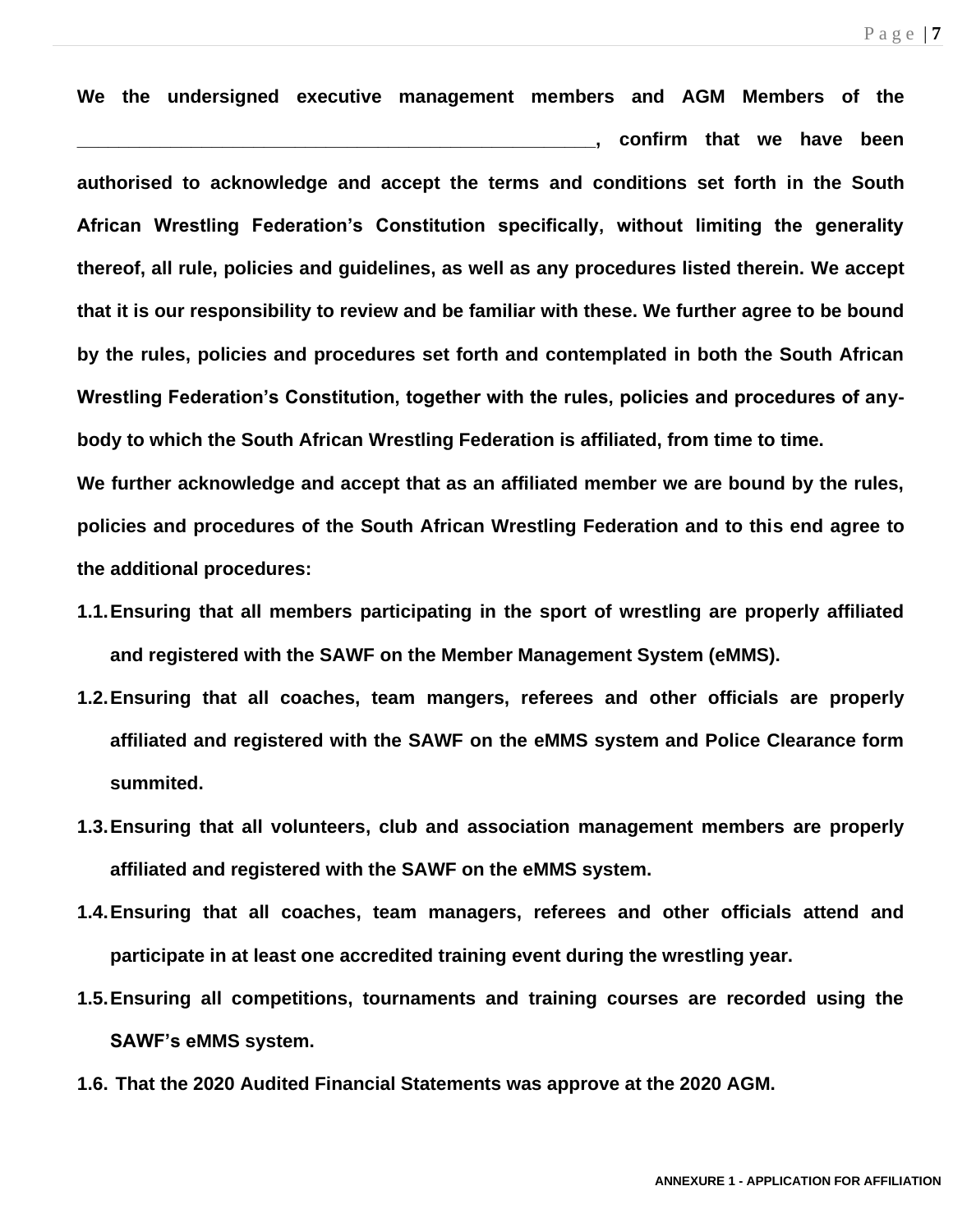**We the undersigned executive management members and AGM Members of the \_\_\_\_\_\_\_\_\_\_\_\_\_\_\_\_\_\_\_\_\_\_\_\_\_\_\_\_\_\_\_\_\_\_\_\_\_\_\_\_\_\_\_\_\_\_\_\_\_\_\_\_\_, confirm that we have been authorised to acknowledge and accept the terms and conditions set forth in the South African Wrestling Federation's Constitution specifically, without limiting the generality thereof, all rule, policies and guidelines, as well as any procedures listed therein. We accept that it is our responsibility to review and be familiar with these. We further agree to be bound by the rules, policies and procedures set forth and contemplated in both the South African Wrestling Federation's Constitution, together with the rules, policies and procedures of any-body to which the South African Wrestling Federation is affiliated, from time to time.**

**We further acknowledge and accept that as an affiliated member we are bound by the rules, policies and procedures of the South African Wrestling Federation and to this end agree to the additional procedures:**

**1.1.** **Ensuring that all members participating in the sport of wrestling are properly affiliated and registered with the SAWF on the Member Management System (eMMS).**

**1.2.** **Ensuring that all coaches, team mangers, referees and other officials are properly affiliated and registered with the SAWF on the eMMS system and Police Clearance form summited.**

**1.3.** **Ensuring that all volunteers, club and association management members are properly affiliated and registered with the SAWF on the eMMS system.**

**1.4.** **Ensuring that all coaches, team managers, referees and other officials attend and participate in at least one accredited training event during the wrestling year.**

**1.5.** **Ensuring all competitions, tournaments and training courses are recorded using the SAWF's eMMS system.**

**1.6.** **That the 2020 Audited Financial Statements was approve at the 2020 AGM.**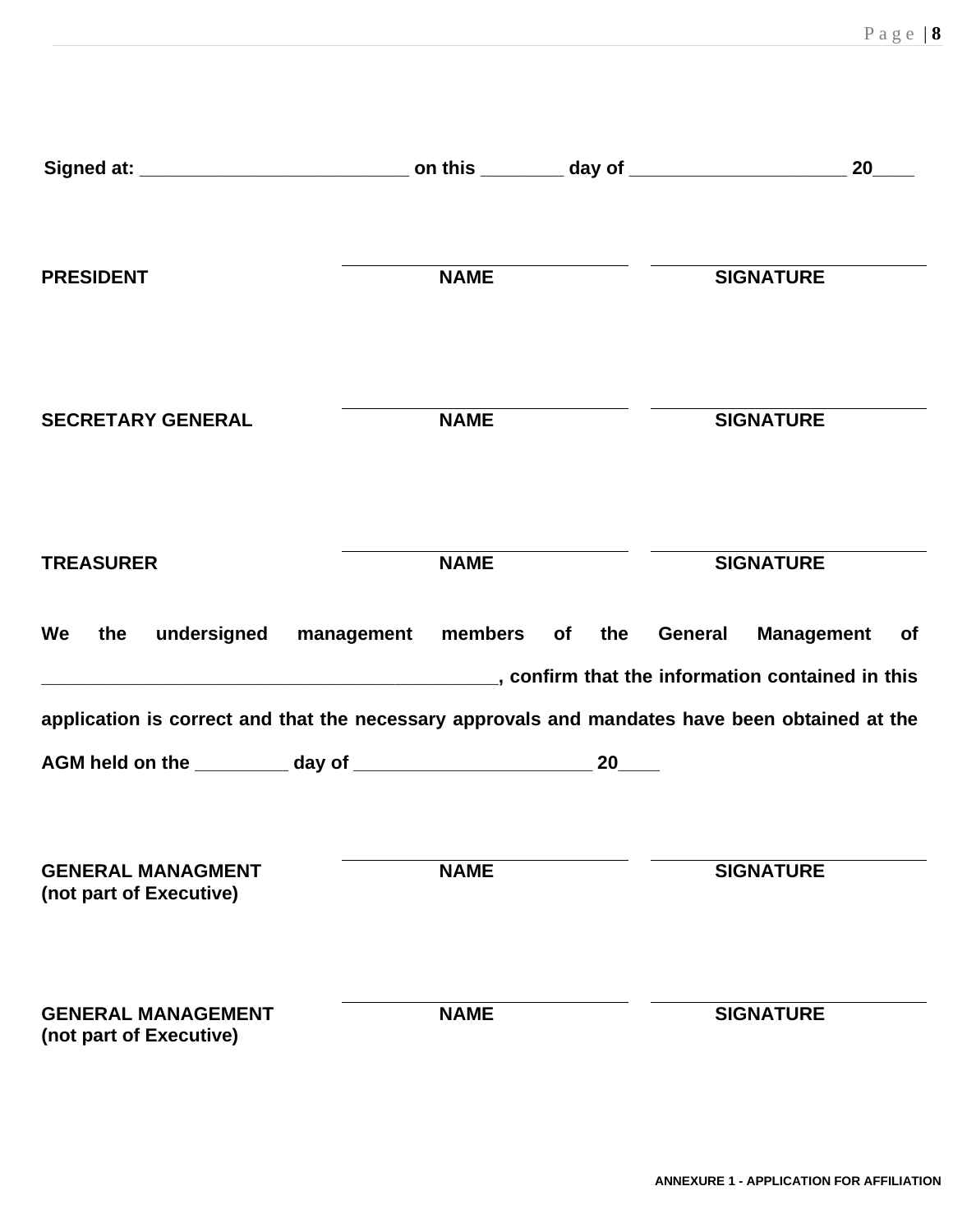**Signed at: __________________________ on this ________ day of _____________________ 20____**

| | | |
|---|---|---|
| **PRESIDENT** | **NAME** | **SIGNATURE** |
| **SECRETARY GENERAL** | **NAME** | **SIGNATURE** |
| **TREASURER** | **NAME** | **SIGNATURE** |

**We the undersigned management members of the General Management of _____________________________________________, confirm that the information contained in this application is correct and that the necessary approvals and mandates have been obtained at the AGM held on the _________ day of _______________________ 20____**

| | | |
|---|---|---|
| **GENERAL MANAGMENT (not part of Executive)** | **NAME** | **SIGNATURE** |
| **GENERAL MANAGEMENT (not part of Executive)** | **NAME** | **SIGNATURE** |

**ANNEXURE 1 - APPLICATION FOR AFFILIATION**